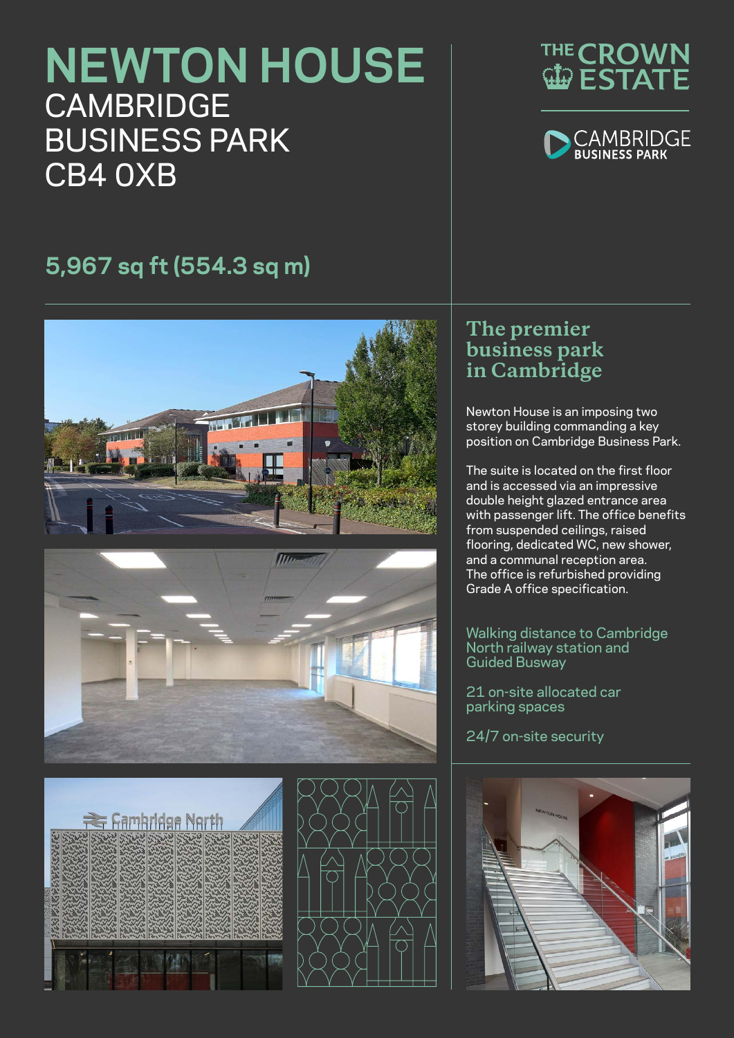# NEWTON HOUSE

CAMBRIDGE
BUSINESS PARK
CB4 0XB

THE CROWN ESTATE

CAMBRIDGE BUSINESS PARK

## 5,967 sq ft (554.3 sq m)

## The premier business park in Cambridge

Newton House is an imposing two storey building commanding a key position on Cambridge Business Park.

The suite is located on the first floor and is accessed via an impressive double height glazed entrance area with passenger lift. The office benefits from suspended ceilings, raised flooring, dedicated WC, new shower, and a communal reception area. The office is refurbished providing Grade A office specification.

Walking distance to Cambridge North railway station and Guided Busway

21 on-site allocated car parking spaces

24/7 on-site security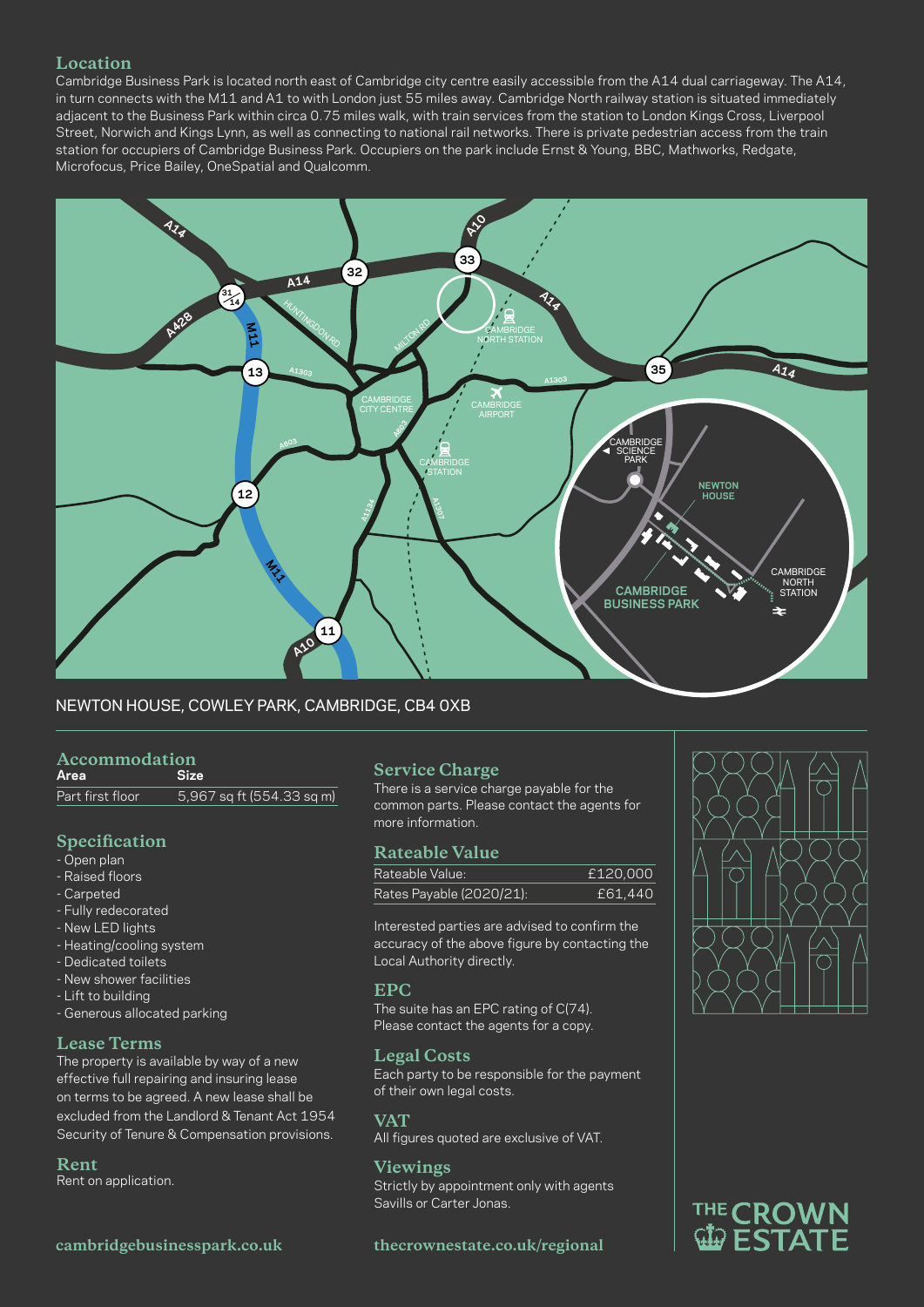## Location

Cambridge Business Park is located north east of Cambridge city centre easily accessible from the A14 dual carriageway. The A14, in turn connects with the M11 and A1 to with London just 55 miles away. Cambridge North railway station is situated immediately adjacent to the Business Park within circa 0.75 miles walk, with train services from the station to London Kings Cross, Liverpool Street, Norwich and Kings Lynn, as well as connecting to national rail networks. There is private pedestrian access from the train station for occupiers of Cambridge Business Park. Occupiers on the park include Ernst & Young, BBC, Mathworks, Redgate, Microfocus, Price Bailey, OneSpatial and Qualcomm.

NEWTON HOUSE, COWLEY PARK, CAMBRIDGE, CB4 0XB

## Accommodation

| Area | Size |
|---|---|
| Part first floor | 5,967 sq ft (554.33 sq m) |

## Specification

- Open plan
- Raised floors
- Carpeted
- Fully redecorated
- New LED lights
- Heating/cooling system
- Dedicated toilets
- New shower facilities
- Lift to building
- Generous allocated parking

## Lease Terms

The property is available by way of a new effective full repairing and insuring lease on terms to be agreed. A new lease shall be excluded from the Landlord & Tenant Act 1954 Security of Tenure & Compensation provisions.

## Rent

Rent on application.

## Service Charge

There is a service charge payable for the common parts. Please contact the agents for more information.

## Rateable Value

| | |
|---|---|
| Rateable Value: | £120,000 |
| Rates Payable (2020/21): | £61,440 |

Interested parties are advised to confirm the accuracy of the above figure by contacting the Local Authority directly.

## EPC

The suite has an EPC rating of C(74). Please contact the agents for a copy.

## Legal Costs

Each party to be responsible for the payment of their own legal costs.

## VAT

All figures quoted are exclusive of VAT.

## Viewings

Strictly by appointment only with agents Savills or Carter Jonas.

**cambridgebusinesspark.co.uk**

**thecrownestate.co.uk/regional**

THE CROWN ESTATE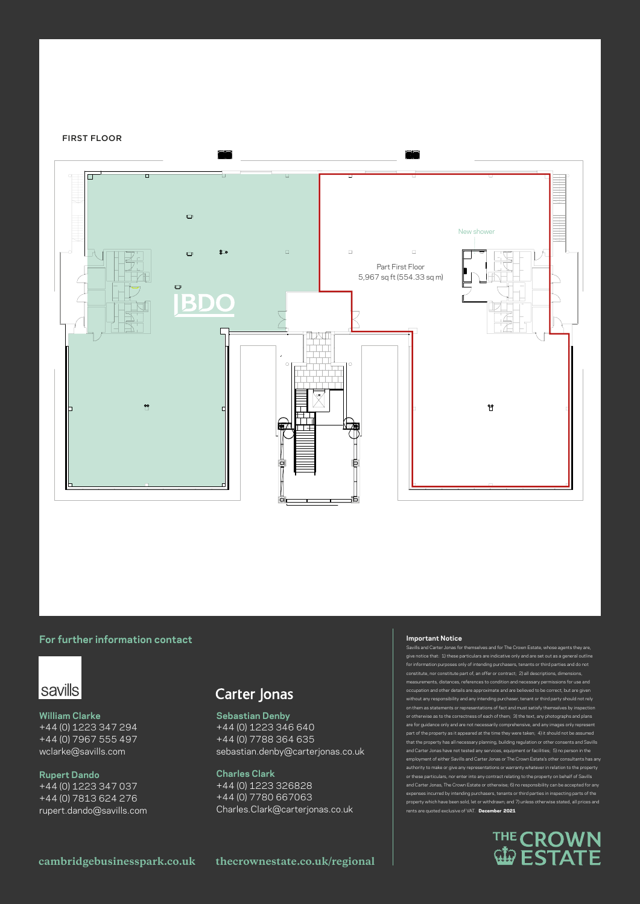## FIRST FLOOR

New shower

Part First Floor
5,967 sq ft (554.33 sq m)

BDO

## For further information contact

savills

**William Clarke**
+44 (0) 1223 347 294
+44 (0) 7967 555 497
wclarke@savills.com

**Rupert Dando**
+44 (0) 1223 347 037
+44 (0) 7813 624 276
rupert.dando@savills.com

Carter Jonas

**Sebastian Denby**
+44 (0) 1223 346 640
+44 (0) 7788 364 635
sebastian.denby@carterjonas.co.uk

**Charles Clark**
+44 (0) 1223 326828
+44 (0) 7780 667063
Charles.Clark@carterjonas.co.uk

**Important Notice**

Savills and Carter Jonas for themselves and for The Crown Estate, whose agents they are, give notice that: 1) these particulars are indicative only and are set out as a general outline for information purposes only of intending purchasers, tenants or third parties and do not constitute, nor constitute part of, an offer or contract; 2) all descriptions, dimensions, measurements, distances, references to condition and necessary permissions for use and occupation and other details are approximate and are believed to be correct, but are given without any responsibility and any intending purchaser, tenant or third party should not rely on them as statements or representations of fact and must satisfy themselves by inspection or otherwise as to the correctness of each of them; 3) the text, any photographs and plans are for guidance only and are not necessarily comprehensive, and any images only represent part of the property as it appeared at the time they were taken; 4) it should not be assumed that the property has all necessary planning, building regulation or other consents and Savills and Carter Jonas have not tested any services, equipment or facilities; 5) no person in the employment of either Savills and Carter Jonas or The Crown Estate's other consultants has any authority to make or give any representations or warranty whatever in relation to the property or these particulars, nor enter into any contract relating to the property on behalf of Savills and Carter Jonas, The Crown Estate or otherwise; 6) no responsibility can be accepted for any expenses incurred by intending purchasers, tenants or third parties in inspecting parts of the property which have been sold, let or withdrawn; and 7) unless otherwise stated, all prices and rents are quoted exclusive of VAT. **December 2021**

cambridgebusinesspark.co.uk

thecrownestate.co.uk/regional

THE CROWN ESTATE